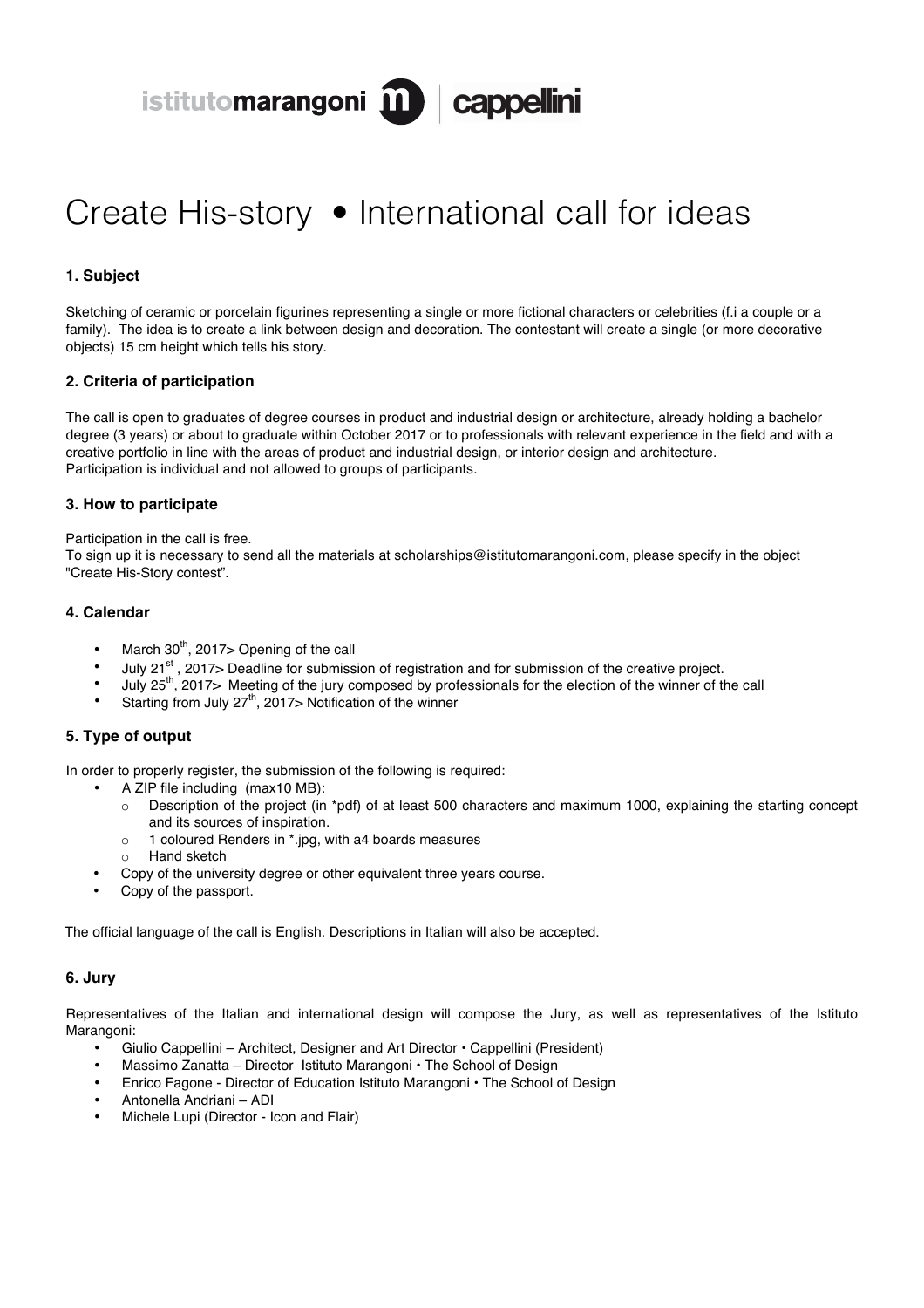istitutomarangoni | cappellini

# Create His-story • International call for ideas

## 1. Subject

Sketching of ceramic or porcelain figurines representing a single or more fictional characters or celebrities (f.i a couple or a family). The idea is to create a link between design and decoration. The contestant will create a single (or more decorative objects) 15 cm height which tells his story.

## 2. Criteria of participation

The call is open to graduates of degree courses in product and industrial design or architecture, already holding a bachelor degree (3 years) or about to graduate within October 2017 or to professionals with relevant experience in the field and with a creative portfolio in line with the areas of product and industrial design, or interior design and architecture.
Participation is individual and not allowed to groups of participants.

## 3. How to participate

Participation in the call is free.
To sign up it is necessary to send all the materials at scholarships@istitutomarangoni.com, please specify in the object "Create His-Story contest".

## 4. Calendar

- March 30th, 2017> Opening of the call
- July 21st , 2017> Deadline for submission of registration and for submission of the creative project.
- July 25th, 2017> Meeting of the jury composed by professionals for the election of the winner of the call
- Starting from July 27th, 2017> Notification of the winner

## 5. Type of output

In order to properly register, the submission of the following is required:

- A ZIP file including (max10 MB):
  - Description of the project (in *pdf) of at least 500 characters and maximum 1000, explaining the starting concept and its sources of inspiration.
  - 1 coloured Renders in *.jpg, with a4 boards measures
  - Hand sketch
- Copy of the university degree or other equivalent three years course.
- Copy of the passport.

The official language of the call is English. Descriptions in Italian will also be accepted.

## 6. Jury

Representatives of the Italian and international design will compose the Jury, as well as representatives of the Istituto Marangoni:

- Giulio Cappellini – Architect, Designer and Art Director • Cappellini (President)
- Massimo Zanatta – Director Istituto Marangoni • The School of Design
- Enrico Fagone - Director of Education Istituto Marangoni • The School of Design
- Antonella Andriani – ADI
- Michele Lupi (Director - Icon and Flair)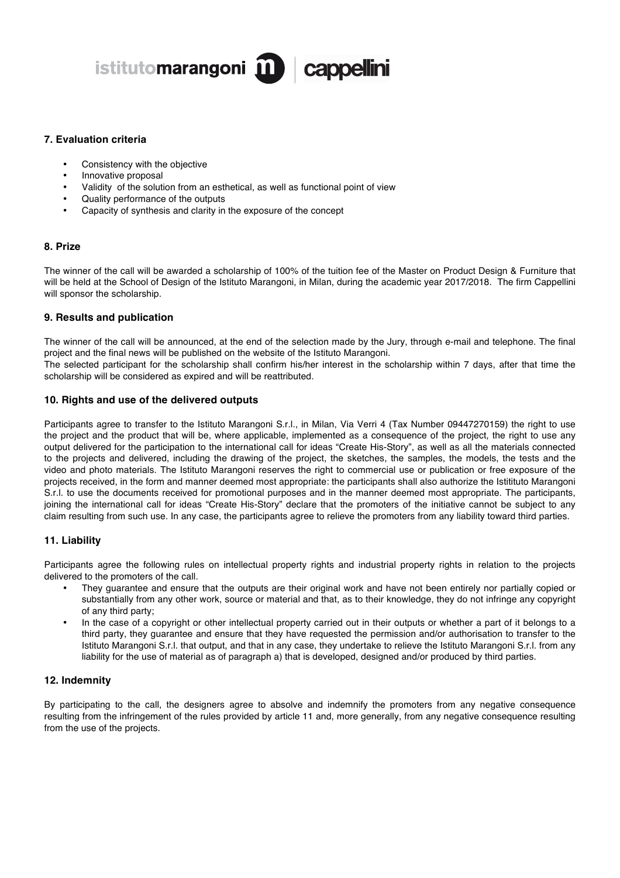## 7. Evaluation criteria

- Consistency with the objective
- Innovative proposal
- Validity of the solution from an esthetical, as well as functional point of view
- Quality performance of the outputs
- Capacity of synthesis and clarity in the exposure of the concept

## 8. Prize

The winner of the call will be awarded a scholarship of 100% of the tuition fee of the Master on Product Design & Furniture that will be held at the School of Design of the Istituto Marangoni, in Milan, during the academic year 2017/2018. The firm Cappellini will sponsor the scholarship.

## 9. Results and publication

The winner of the call will be announced, at the end of the selection made by the Jury, through e-mail and telephone. The final project and the final news will be published on the website of the Istituto Marangoni.
The selected participant for the scholarship shall confirm his/her interest in the scholarship within 7 days, after that time the scholarship will be considered as expired and will be reattributed.

## 10. Rights and use of the delivered outputs

Participants agree to transfer to the Istituto Marangoni S.r.l., in Milan, Via Verri 4 (Tax Number 09447270159) the right to use the project and the product that will be, where applicable, implemented as a consequence of the project, the right to use any output delivered for the participation to the international call for ideas "Create His-Story", as well as all the materials connected to the projects and delivered, including the drawing of the project, the sketches, the samples, the models, the tests and the video and photo materials. The Istituto Marangoni reserves the right to commercial use or publication or free exposure of the projects received, in the form and manner deemed most appropriate: the participants shall also authorize the Istitituto Marangoni S.r.l. to use the documents received for promotional purposes and in the manner deemed most appropriate. The participants, joining the international call for ideas "Create His-Story" declare that the promoters of the initiative cannot be subject to any claim resulting from such use. In any case, the participants agree to relieve the promoters from any liability toward third parties.

## 11. Liability

Participants agree the following rules on intellectual property rights and industrial property rights in relation to the projects delivered to the promoters of the call.

- They guarantee and ensure that the outputs are their original work and have not been entirely nor partially copied or substantially from any other work, source or material and that, as to their knowledge, they do not infringe any copyright of any third party;
- In the case of a copyright or other intellectual property carried out in their outputs or whether a part of it belongs to a third party, they guarantee and ensure that they have requested the permission and/or authorisation to transfer to the Istituto Marangoni S.r.l. that output, and that in any case, they undertake to relieve the Istituto Marangoni S.r.l. from any liability for the use of material as of paragraph a) that is developed, designed and/or produced by third parties.

## 12. Indemnity

By participating to the call, the designers agree to absolve and indemnify the promoters from any negative consequence resulting from the infringement of the rules provided by article 11 and, more generally, from any negative consequence resulting from the use of the projects.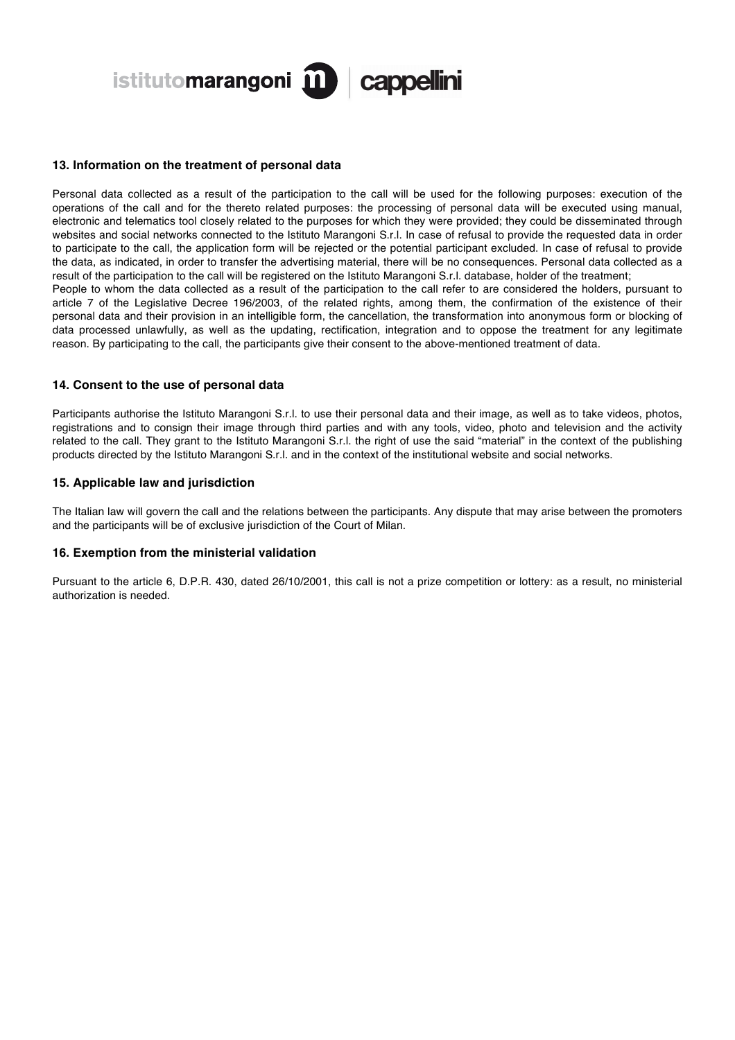## 13. Information on the treatment of personal data

Personal data collected as a result of the participation to the call will be used for the following purposes: execution of the operations of the call and for the thereto related purposes: the processing of personal data will be executed using manual, electronic and telematics tool closely related to the purposes for which they were provided; they could be disseminated through websites and social networks connected to the Istituto Marangoni S.r.l. In case of refusal to provide the requested data in order to participate to the call, the application form will be rejected or the potential participant excluded. In case of refusal to provide the data, as indicated, in order to transfer the advertising material, there will be no consequences. Personal data collected as a result of the participation to the call will be registered on the Istituto Marangoni S.r.l. database, holder of the treatment;
People to whom the data collected as a result of the participation to the call refer to are considered the holders, pursuant to article 7 of the Legislative Decree 196/2003, of the related rights, among them, the confirmation of the existence of their personal data and their provision in an intelligible form, the cancellation, the transformation into anonymous form or blocking of data processed unlawfully, as well as the updating, rectification, integration and to oppose the treatment for any legitimate reason. By participating to the call, the participants give their consent to the above-mentioned treatment of data.

## 14. Consent to the use of personal data

Participants authorise the Istituto Marangoni S.r.l. to use their personal data and their image, as well as to take videos, photos, registrations and to consign their image through third parties and with any tools, video, photo and television and the activity related to the call. They grant to the Istituto Marangoni S.r.l. the right of use the said "material" in the context of the publishing products directed by the Istituto Marangoni S.r.l. and in the context of the institutional website and social networks.

## 15. Applicable law and jurisdiction

The Italian law will govern the call and the relations between the participants. Any dispute that may arise between the promoters and the participants will be of exclusive jurisdiction of the Court of Milan.

## 16. Exemption from the ministerial validation

Pursuant to the article 6, D.P.R. 430, dated 26/10/2001, this call is not a prize competition or lottery: as a result, no ministerial authorization is needed.